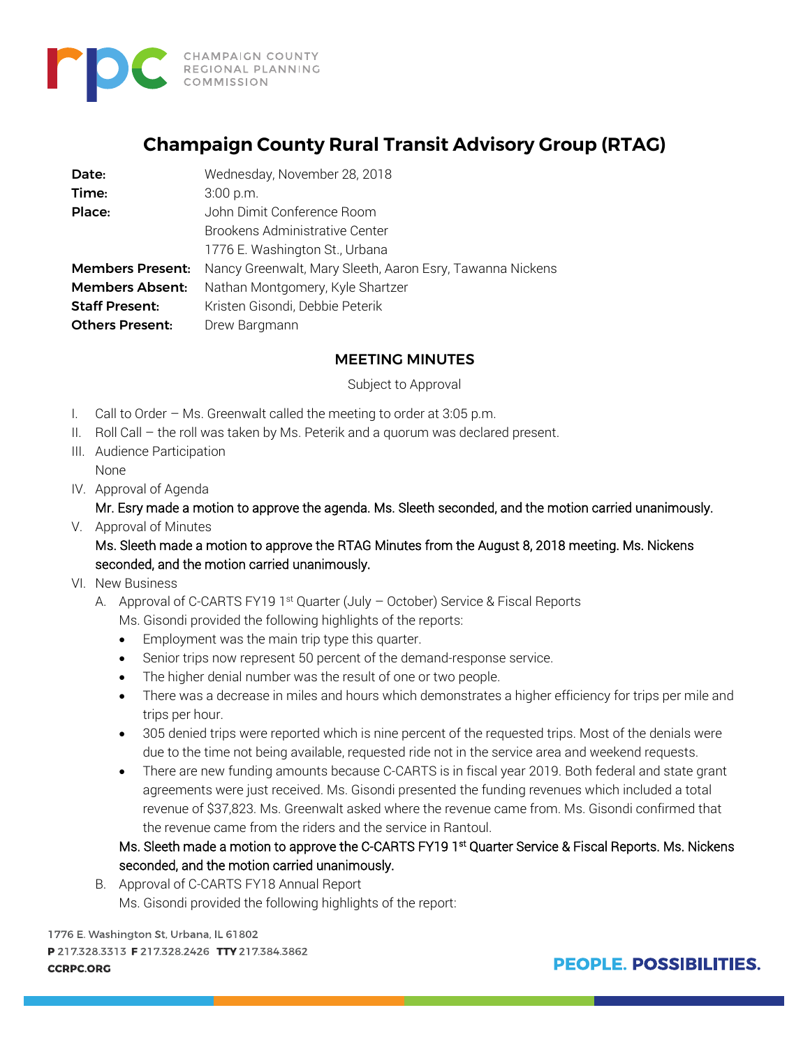CHAMPAIGN COUNTY REGIONAL PLANNING COMMISSION

# Champaign County Rural Transit Advisory Group (RTAG)

| | |
|---|---|
| **Date:** | Wednesday, November 28, 2018 |
| **Time:** | 3:00 p.m. |
| **Place:** | John Dimit Conference Room<br>Brookens Administrative Center<br>1776 E. Washington St., Urbana |
| **Members Present:** | Nancy Greenwalt, Mary Sleeth, Aaron Esry, Tawanna Nickens |
| **Members Absent:** | Nathan Montgomery, Kyle Shartzer |
| **Staff Present:** | Kristen Gisondi, Debbie Peterik |
| **Others Present:** | Drew Bargmann |

## MEETING MINUTES

Subject to Approval

I. Call to Order – Ms. Greenwalt called the meeting to order at 3:05 p.m.

II. Roll Call – the roll was taken by Ms. Peterik and a quorum was declared present.

III. Audience Participation

None

IV. Approval of Agenda

Mr. Esry made a motion to approve the agenda. Ms. Sleeth seconded, and the motion carried unanimously.

V. Approval of Minutes

Ms. Sleeth made a motion to approve the RTAG Minutes from the August 8, 2018 meeting. Ms. Nickens seconded, and the motion carried unanimously.

VI. New Business

A. Approval of C-CARTS FY19 1st Quarter (July – October) Service & Fiscal Reports

Ms. Gisondi provided the following highlights of the reports:

- Employment was the main trip type this quarter.
- Senior trips now represent 50 percent of the demand-response service.
- The higher denial number was the result of one or two people.
- There was a decrease in miles and hours which demonstrates a higher efficiency for trips per mile and trips per hour.
- 305 denied trips were reported which is nine percent of the requested trips. Most of the denials were due to the time not being available, requested ride not in the service area and weekend requests.
- There are new funding amounts because C-CARTS is in fiscal year 2019. Both federal and state grant agreements were just received. Ms. Gisondi presented the funding revenues which included a total revenue of $37,823. Ms. Greenwalt asked where the revenue came from. Ms. Gisondi confirmed that the revenue came from the riders and the service in Rantoul.

Ms. Sleeth made a motion to approve the C-CARTS FY19 1st Quarter Service & Fiscal Reports. Ms. Nickens seconded, and the motion carried unanimously.

B. Approval of C-CARTS FY18 Annual Report

Ms. Gisondi provided the following highlights of the report: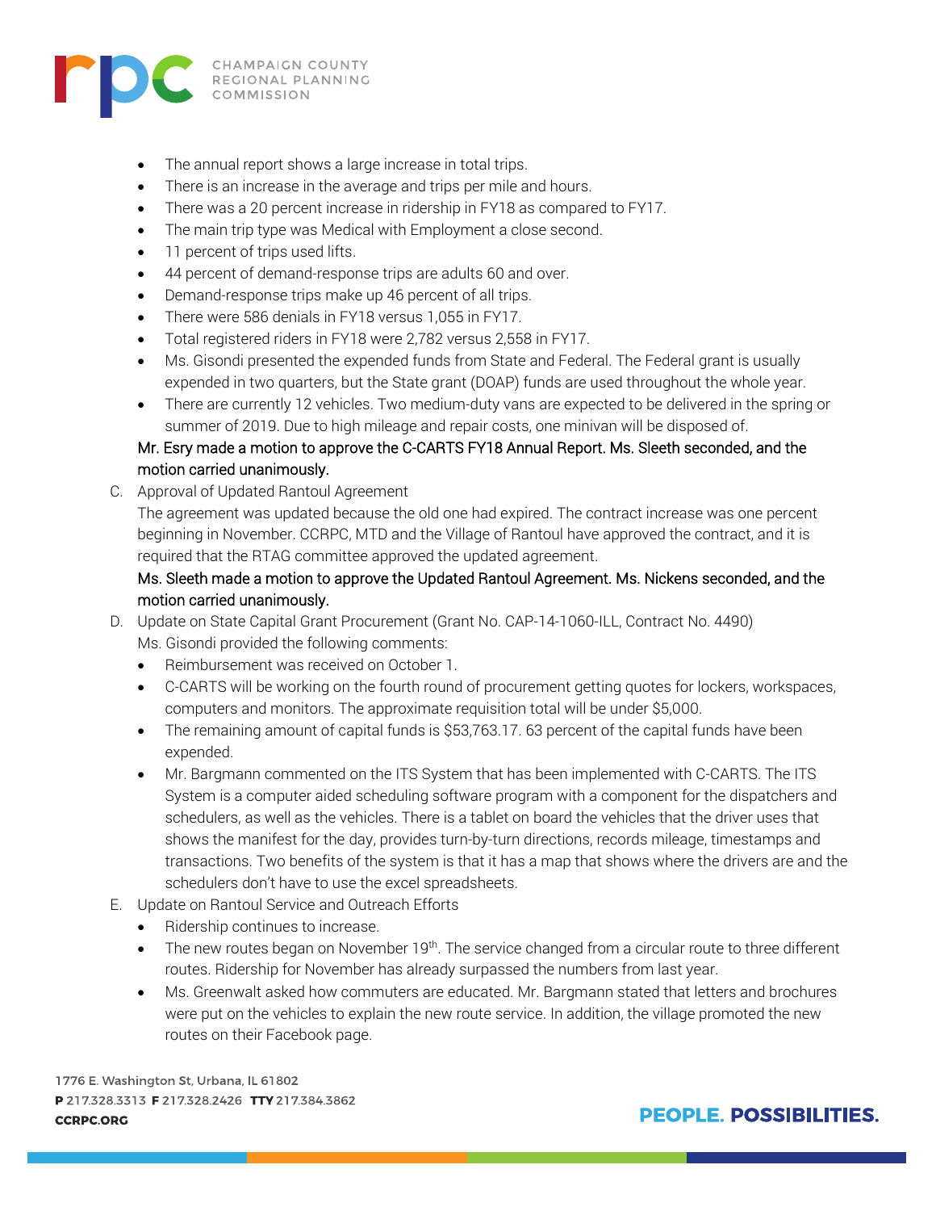- The annual report shows a large increase in total trips.
- There is an increase in the average and trips per mile and hours.
- There was a 20 percent increase in ridership in FY18 as compared to FY17.
- The main trip type was Medical with Employment a close second.
- 11 percent of trips used lifts.
- 44 percent of demand-response trips are adults 60 and over.
- Demand-response trips make up 46 percent of all trips.
- There were 586 denials in FY18 versus 1,055 in FY17.
- Total registered riders in FY18 were 2,782 versus 2,558 in FY17.
- Ms. Gisondi presented the expended funds from State and Federal. The Federal grant is usually expended in two quarters, but the State grant (DOAP) funds are used throughout the whole year.
- There are currently 12 vehicles. Two medium-duty vans are expected to be delivered in the spring or summer of 2019. Due to high mileage and repair costs, one minivan will be disposed of.

Mr. Esry made a motion to approve the C-CARTS FY18 Annual Report. Ms. Sleeth seconded, and the motion carried unanimously.

C. Approval of Updated Rantoul Agreement

The agreement was updated because the old one had expired. The contract increase was one percent beginning in November. CCRPC, MTD and the Village of Rantoul have approved the contract, and it is required that the RTAG committee approved the updated agreement.

Ms. Sleeth made a motion to approve the Updated Rantoul Agreement. Ms. Nickens seconded, and the motion carried unanimously.

D. Update on State Capital Grant Procurement (Grant No. CAP-14-1060-ILL, Contract No. 4490)

Ms. Gisondi provided the following comments:

- Reimbursement was received on October 1.
- C-CARTS will be working on the fourth round of procurement getting quotes for lockers, workspaces, computers and monitors. The approximate requisition total will be under $5,000.
- The remaining amount of capital funds is $53,763.17. 63 percent of the capital funds have been expended.
- Mr. Bargmann commented on the ITS System that has been implemented with C-CARTS. The ITS System is a computer aided scheduling software program with a component for the dispatchers and schedulers, as well as the vehicles. There is a tablet on board the vehicles that the driver uses that shows the manifest for the day, provides turn-by-turn directions, records mileage, timestamps and transactions. Two benefits of the system is that it has a map that shows where the drivers are and the schedulers don't have to use the excel spreadsheets.

E. Update on Rantoul Service and Outreach Efforts

- Ridership continues to increase.
- The new routes began on November 19th. The service changed from a circular route to three different routes. Ridership for November has already surpassed the numbers from last year.
- Ms. Greenwalt asked how commuters are educated. Mr. Bargmann stated that letters and brochures were put on the vehicles to explain the new route service. In addition, the village promoted the new routes on their Facebook page.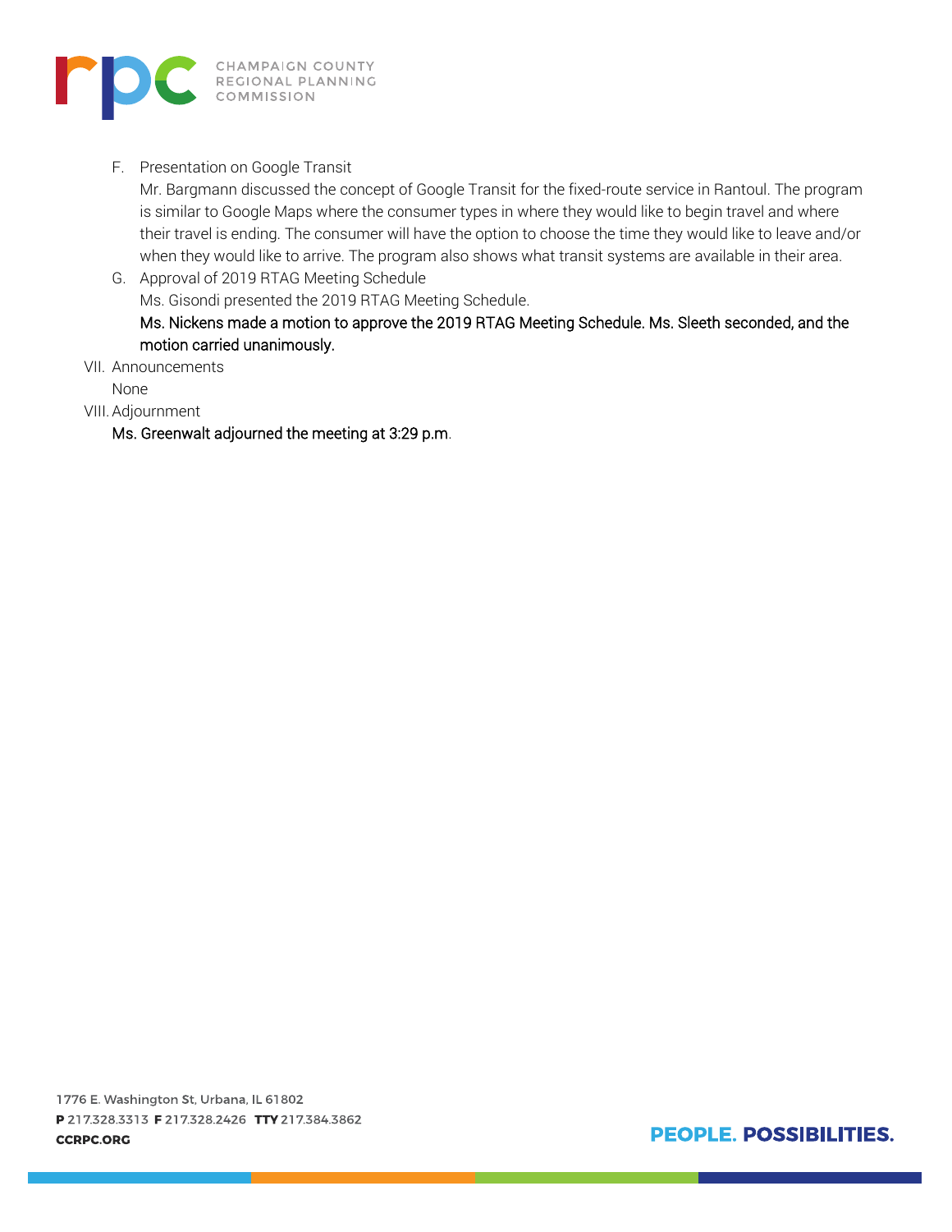F. Presentation on Google Transit

Mr. Bargmann discussed the concept of Google Transit for the fixed-route service in Rantoul. The program is similar to Google Maps where the consumer types in where they would like to begin travel and where their travel is ending. The consumer will have the option to choose the time they would like to leave and/or when they would like to arrive. The program also shows what transit systems are available in their area.

G. Approval of 2019 RTAG Meeting Schedule

Ms. Gisondi presented the 2019 RTAG Meeting Schedule.

Ms. Nickens made a motion to approve the 2019 RTAG Meeting Schedule. Ms. Sleeth seconded, and the motion carried unanimously.

VII. Announcements

None

VIII. Adjournment

Ms. Greenwalt adjourned the meeting at 3:29 p.m.